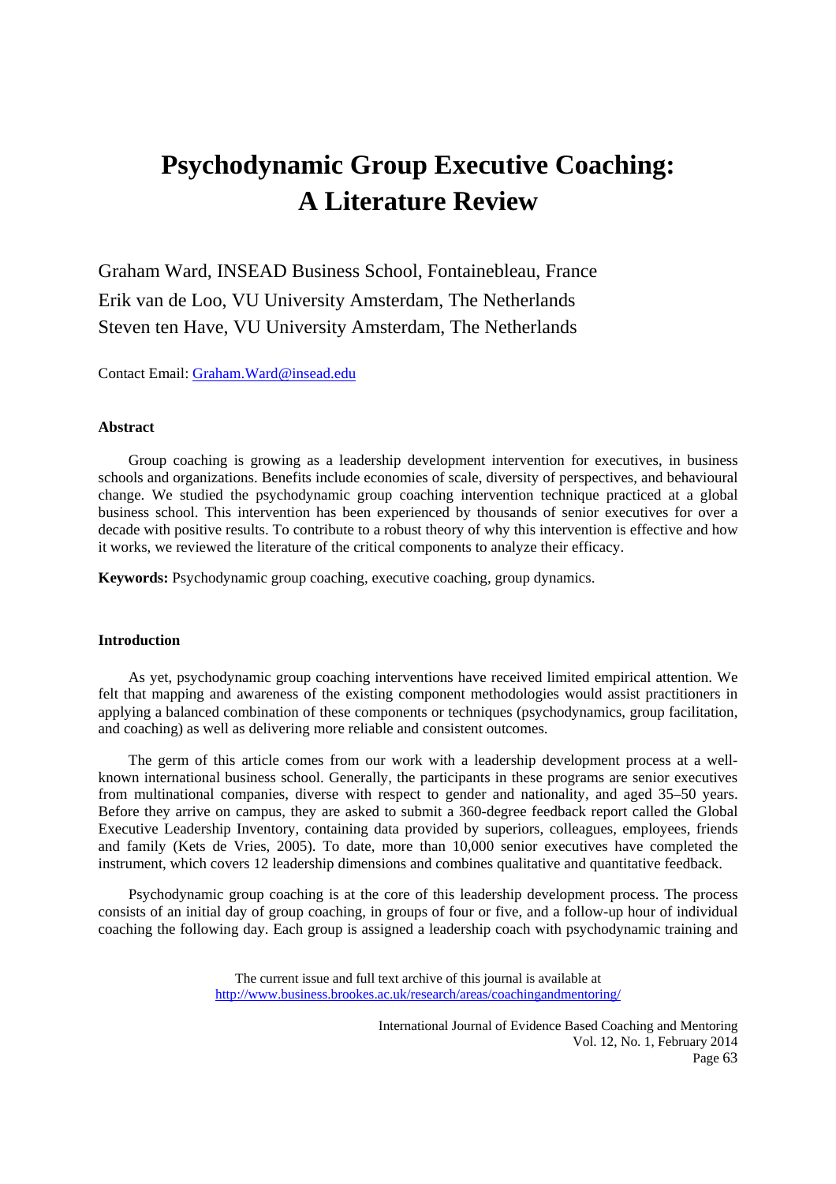# Psychodynamic Group Executive Coaching: A Literature Review

Graham Ward, INSEAD Business School, Fontainebleau, France
Erik van de Loo, VU University Amsterdam, The Netherlands
Steven ten Have, VU University Amsterdam, The Netherlands

Contact Email: Graham.Ward@insead.edu

### Abstract

Group coaching is growing as a leadership development intervention for executives, in business schools and organizations. Benefits include economies of scale, diversity of perspectives, and behavioural change. We studied the psychodynamic group coaching intervention technique practiced at a global business school. This intervention has been experienced by thousands of senior executives for over a decade with positive results. To contribute to a robust theory of why this intervention is effective and how it works, we reviewed the literature of the critical components to analyze their efficacy.

**Keywords:** Psychodynamic group coaching, executive coaching, group dynamics.

### Introduction

As yet, psychodynamic group coaching interventions have received limited empirical attention. We felt that mapping and awareness of the existing component methodologies would assist practitioners in applying a balanced combination of these components or techniques (psychodynamics, group facilitation, and coaching) as well as delivering more reliable and consistent outcomes.

The germ of this article comes from our work with a leadership development process at a well-known international business school. Generally, the participants in these programs are senior executives from multinational companies, diverse with respect to gender and nationality, and aged 35–50 years. Before they arrive on campus, they are asked to submit a 360-degree feedback report called the Global Executive Leadership Inventory, containing data provided by superiors, colleagues, employees, friends and family (Kets de Vries, 2005). To date, more than 10,000 senior executives have completed the instrument, which covers 12 leadership dimensions and combines qualitative and quantitative feedback.

Psychodynamic group coaching is at the core of this leadership development process. The process consists of an initial day of group coaching, in groups of four or five, and a follow-up hour of individual coaching the following day. Each group is assigned a leadership coach with psychodynamic training and

The current issue and full text archive of this journal is available at http://www.business.brookes.ac.uk/research/areas/coachingandmentoring/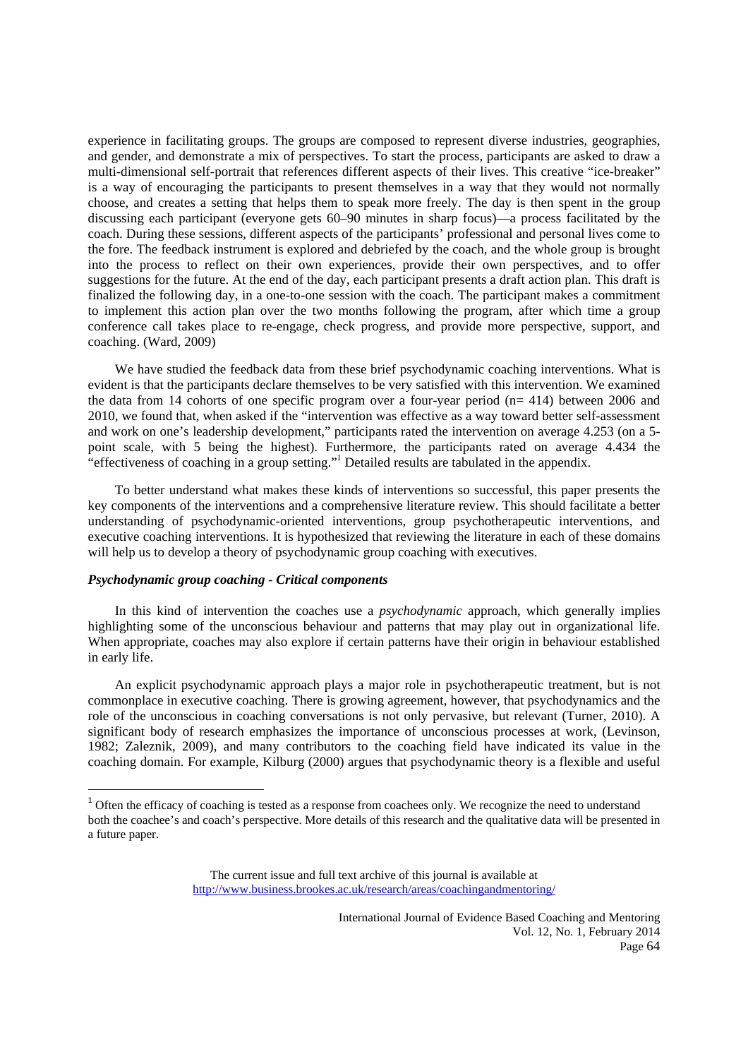experience in facilitating groups. The groups are composed to represent diverse industries, geographies, and gender, and demonstrate a mix of perspectives. To start the process, participants are asked to draw a multi-dimensional self-portrait that references different aspects of their lives. This creative "ice-breaker" is a way of encouraging the participants to present themselves in a way that they would not normally choose, and creates a setting that helps them to speak more freely. The day is then spent in the group discussing each participant (everyone gets 60–90 minutes in sharp focus)—a process facilitated by the coach. During these sessions, different aspects of the participants' professional and personal lives come to the fore. The feedback instrument is explored and debriefed by the coach, and the whole group is brought into the process to reflect on their own experiences, provide their own perspectives, and to offer suggestions for the future. At the end of the day, each participant presents a draft action plan. This draft is finalized the following day, in a one-to-one session with the coach. The participant makes a commitment to implement this action plan over the two months following the program, after which time a group conference call takes place to re-engage, check progress, and provide more perspective, support, and coaching. (Ward, 2009)

We have studied the feedback data from these brief psychodynamic coaching interventions. What is evident is that the participants declare themselves to be very satisfied with this intervention. We examined the data from 14 cohorts of one specific program over a four-year period (n= 414) between 2006 and 2010, we found that, when asked if the "intervention was effective as a way toward better self-assessment and work on one's leadership development," participants rated the intervention on average 4.253 (on a 5-point scale, with 5 being the highest). Furthermore, the participants rated on average 4.434 the "effectiveness of coaching in a group setting."[1] Detailed results are tabulated in the appendix.

To better understand what makes these kinds of interventions so successful, this paper presents the key components of the interventions and a comprehensive literature review. This should facilitate a better understanding of psychodynamic-oriented interventions, group psychotherapeutic interventions, and executive coaching interventions. It is hypothesized that reviewing the literature in each of these domains will help us to develop a theory of psychodynamic group coaching with executives.

***Psychodynamic group coaching - Critical components***

In this kind of intervention the coaches use a *psychodynamic* approach, which generally implies highlighting some of the unconscious behaviour and patterns that may play out in organizational life. When appropriate, coaches may also explore if certain patterns have their origin in behaviour established in early life.

An explicit psychodynamic approach plays a major role in psychotherapeutic treatment, but is not commonplace in executive coaching. There is growing agreement, however, that psychodynamics and the role of the unconscious in coaching conversations is not only pervasive, but relevant (Turner, 2010). A significant body of research emphasizes the importance of unconscious processes at work, (Levinson, 1982; Zaleznik, 2009), and many contributors to the coaching field have indicated its value in the coaching domain. For example, Kilburg (2000) argues that psychodynamic theory is a flexible and useful

[1] Often the efficacy of coaching is tested as a response from coachees only. We recognize the need to understand both the coachee's and coach's perspective. More details of this research and the qualitative data will be presented in a future paper.

The current issue and full text archive of this journal is available at http://www.business.brookes.ac.uk/research/areas/coachingandmentoring/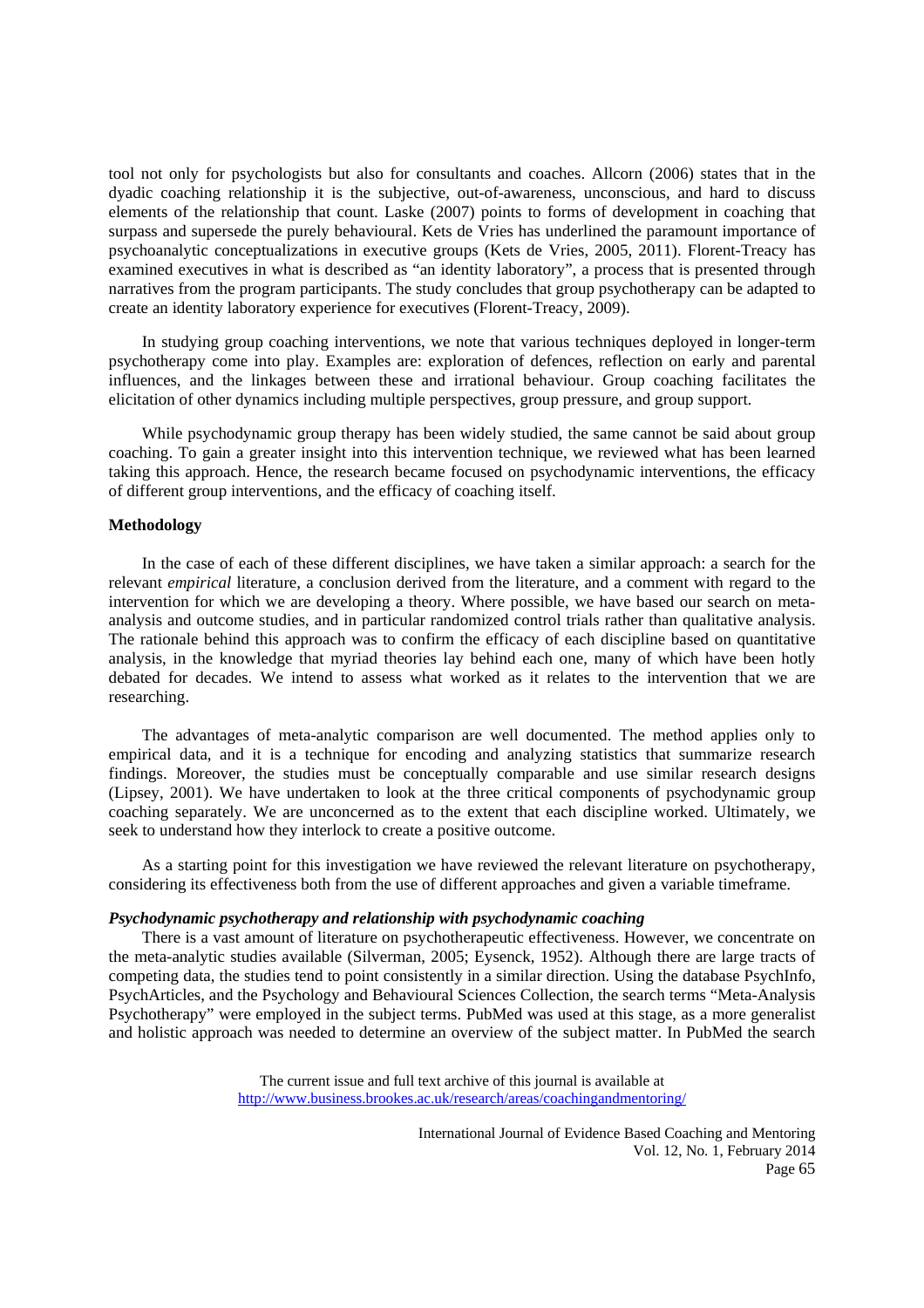tool not only for psychologists but also for consultants and coaches. Allcorn (2006) states that in the dyadic coaching relationship it is the subjective, out-of-awareness, unconscious, and hard to discuss elements of the relationship that count. Laske (2007) points to forms of development in coaching that surpass and supersede the purely behavioural. Kets de Vries has underlined the paramount importance of psychoanalytic conceptualizations in executive groups (Kets de Vries, 2005, 2011). Florent-Treacy has examined executives in what is described as "an identity laboratory", a process that is presented through narratives from the program participants. The study concludes that group psychotherapy can be adapted to create an identity laboratory experience for executives (Florent-Treacy, 2009).

In studying group coaching interventions, we note that various techniques deployed in longer-term psychotherapy come into play. Examples are: exploration of defences, reflection on early and parental influences, and the linkages between these and irrational behaviour. Group coaching facilitates the elicitation of other dynamics including multiple perspectives, group pressure, and group support.

While psychodynamic group therapy has been widely studied, the same cannot be said about group coaching. To gain a greater insight into this intervention technique, we reviewed what has been learned taking this approach. Hence, the research became focused on psychodynamic interventions, the efficacy of different group interventions, and the efficacy of coaching itself.

**Methodology**

In the case of each of these different disciplines, we have taken a similar approach: a search for the relevant *empirical* literature, a conclusion derived from the literature, and a comment with regard to the intervention for which we are developing a theory. Where possible, we have based our search on meta-analysis and outcome studies, and in particular randomized control trials rather than qualitative analysis. The rationale behind this approach was to confirm the efficacy of each discipline based on quantitative analysis, in the knowledge that myriad theories lay behind each one, many of which have been hotly debated for decades. We intend to assess what worked as it relates to the intervention that we are researching.

The advantages of meta-analytic comparison are well documented. The method applies only to empirical data, and it is a technique for encoding and analyzing statistics that summarize research findings. Moreover, the studies must be conceptually comparable and use similar research designs (Lipsey, 2001). We have undertaken to look at the three critical components of psychodynamic group coaching separately. We are unconcerned as to the extent that each discipline worked. Ultimately, we seek to understand how they interlock to create a positive outcome.

As a starting point for this investigation we have reviewed the relevant literature on psychotherapy, considering its effectiveness both from the use of different approaches and given a variable timeframe.

***Psychodynamic psychotherapy and relationship with psychodynamic coaching***

There is a vast amount of literature on psychotherapeutic effectiveness. However, we concentrate on the meta-analytic studies available (Silverman, 2005; Eysenck, 1952). Although there are large tracts of competing data, the studies tend to point consistently in a similar direction. Using the database PsychInfo, PsychArticles, and the Psychology and Behavioural Sciences Collection, the search terms "Meta-Analysis Psychotherapy" were employed in the subject terms. PubMed was used at this stage, as a more generalist and holistic approach was needed to determine an overview of the subject matter. In PubMed the search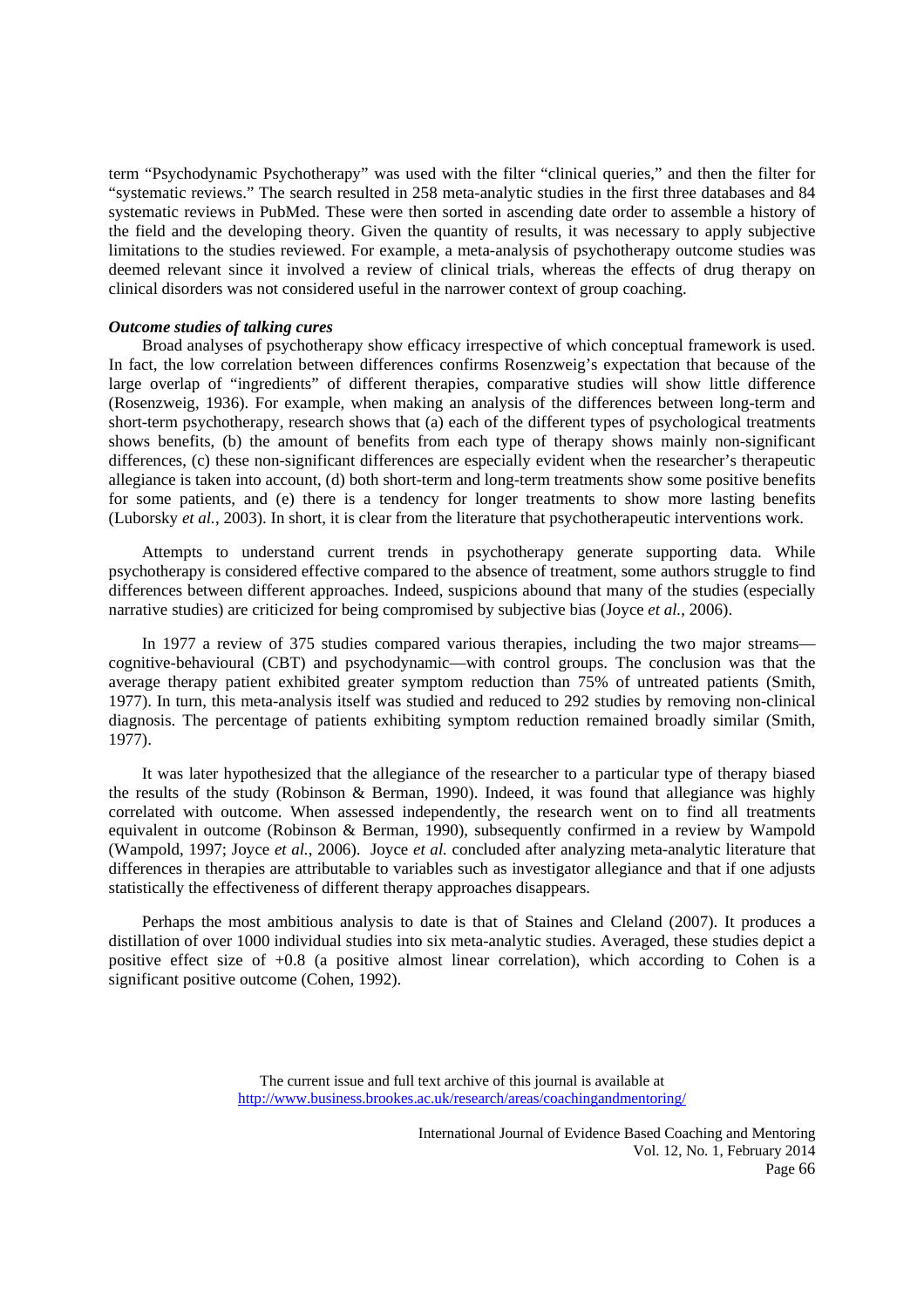term "Psychodynamic Psychotherapy" was used with the filter "clinical queries," and then the filter for "systematic reviews." The search resulted in 258 meta-analytic studies in the first three databases and 84 systematic reviews in PubMed. These were then sorted in ascending date order to assemble a history of the field and the developing theory. Given the quantity of results, it was necessary to apply subjective limitations to the studies reviewed. For example, a meta-analysis of psychotherapy outcome studies was deemed relevant since it involved a review of clinical trials, whereas the effects of drug therapy on clinical disorders was not considered useful in the narrower context of group coaching.

***Outcome studies of talking cures***

Broad analyses of psychotherapy show efficacy irrespective of which conceptual framework is used. In fact, the low correlation between differences confirms Rosenzweig's expectation that because of the large overlap of "ingredients" of different therapies, comparative studies will show little difference (Rosenzweig, 1936). For example, when making an analysis of the differences between long-term and short-term psychotherapy, research shows that (a) each of the different types of psychological treatments shows benefits, (b) the amount of benefits from each type of therapy shows mainly non-significant differences, (c) these non-significant differences are especially evident when the researcher's therapeutic allegiance is taken into account, (d) both short-term and long-term treatments show some positive benefits for some patients, and (e) there is a tendency for longer treatments to show more lasting benefits (Luborsky *et al.*, 2003). In short, it is clear from the literature that psychotherapeutic interventions work.

Attempts to understand current trends in psychotherapy generate supporting data. While psychotherapy is considered effective compared to the absence of treatment, some authors struggle to find differences between different approaches. Indeed, suspicions abound that many of the studies (especially narrative studies) are criticized for being compromised by subjective bias (Joyce *et al.*, 2006).

In 1977 a review of 375 studies compared various therapies, including the two major streams—cognitive-behavioural (CBT) and psychodynamic—with control groups. The conclusion was that the average therapy patient exhibited greater symptom reduction than 75% of untreated patients (Smith, 1977). In turn, this meta-analysis itself was studied and reduced to 292 studies by removing non-clinical diagnosis. The percentage of patients exhibiting symptom reduction remained broadly similar (Smith, 1977).

It was later hypothesized that the allegiance of the researcher to a particular type of therapy biased the results of the study (Robinson & Berman, 1990). Indeed, it was found that allegiance was highly correlated with outcome. When assessed independently, the research went on to find all treatments equivalent in outcome (Robinson & Berman, 1990), subsequently confirmed in a review by Wampold (Wampold, 1997; Joyce *et al.*, 2006). Joyce *et al.* concluded after analyzing meta-analytic literature that differences in therapies are attributable to variables such as investigator allegiance and that if one adjusts statistically the effectiveness of different therapy approaches disappears.

Perhaps the most ambitious analysis to date is that of Staines and Cleland (2007). It produces a distillation of over 1000 individual studies into six meta-analytic studies. Averaged, these studies depict a positive effect size of +0.8 (a positive almost linear correlation), which according to Cohen is a significant positive outcome (Cohen, 1992).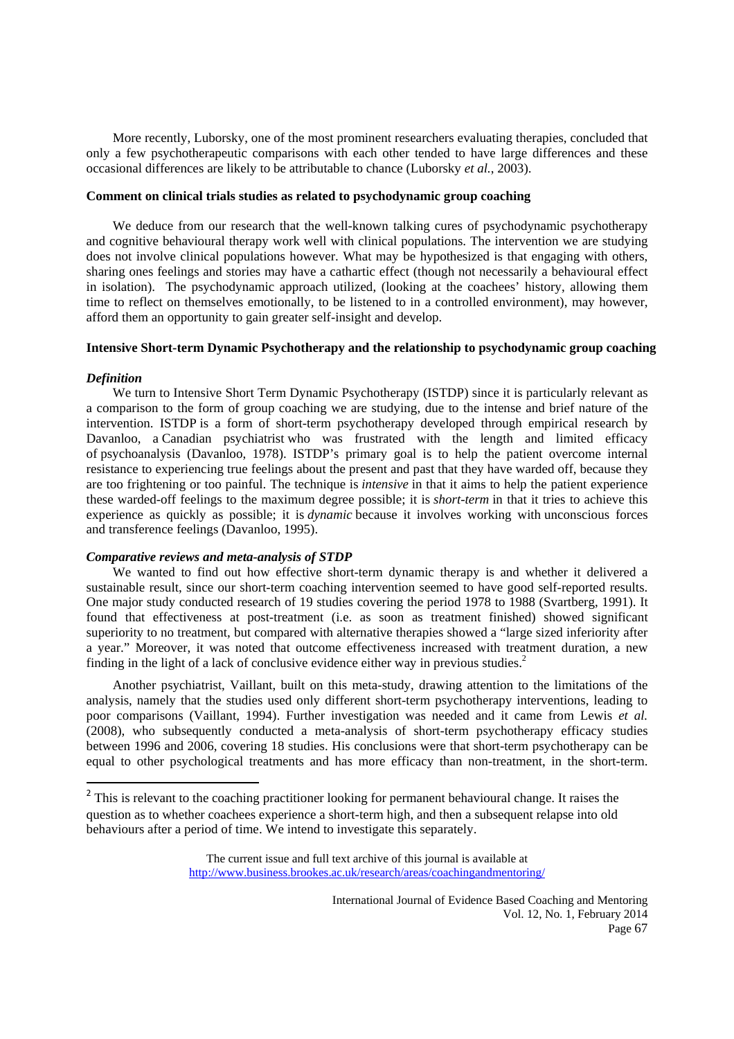More recently, Luborsky, one of the most prominent researchers evaluating therapies, concluded that only a few psychotherapeutic comparisons with each other tended to have large differences and these occasional differences are likely to be attributable to chance (Luborsky *et al.*, 2003).

**Comment on clinical trials studies as related to psychodynamic group coaching**

We deduce from our research that the well-known talking cures of psychodynamic psychotherapy and cognitive behavioural therapy work well with clinical populations. The intervention we are studying does not involve clinical populations however. What may be hypothesized is that engaging with others, sharing ones feelings and stories may have a cathartic effect (though not necessarily a behavioural effect in isolation). The psychodynamic approach utilized, (looking at the coachees' history, allowing them time to reflect on themselves emotionally, to be listened to in a controlled environment), may however, afford them an opportunity to gain greater self-insight and develop.

**Intensive Short-term Dynamic Psychotherapy and the relationship to psychodynamic group coaching**

***Definition***

We turn to Intensive Short Term Dynamic Psychotherapy (ISTDP) since it is particularly relevant as a comparison to the form of group coaching we are studying, due to the intense and brief nature of the intervention. ISTDP is a form of short-term psychotherapy developed through empirical research by Davanloo, a Canadian psychiatrist who was frustrated with the length and limited efficacy of psychoanalysis (Davanloo, 1978). ISTDP's primary goal is to help the patient overcome internal resistance to experiencing true feelings about the present and past that they have warded off, because they are too frightening or too painful. The technique is *intensive* in that it aims to help the patient experience these warded-off feelings to the maximum degree possible; it is *short-term* in that it tries to achieve this experience as quickly as possible; it is *dynamic* because it involves working with unconscious forces and transference feelings (Davanloo, 1995).

***Comparative reviews and meta-analysis of STDP***

We wanted to find out how effective short-term dynamic therapy is and whether it delivered a sustainable result, since our short-term coaching intervention seemed to have good self-reported results. One major study conducted research of 19 studies covering the period 1978 to 1988 (Svartberg, 1991). It found that effectiveness at post-treatment (i.e. as soon as treatment finished) showed significant superiority to no treatment, but compared with alternative therapies showed a "large sized inferiority after a year." Moreover, it was noted that outcome effectiveness increased with treatment duration, a new finding in the light of a lack of conclusive evidence either way in previous studies.[2]

Another psychiatrist, Vaillant, built on this meta-study, drawing attention to the limitations of the analysis, namely that the studies used only different short-term psychotherapy interventions, leading to poor comparisons (Vaillant, 1994). Further investigation was needed and it came from Lewis *et al.* (2008), who subsequently conducted a meta-analysis of short-term psychotherapy efficacy studies between 1996 and 2006, covering 18 studies. His conclusions were that short-term psychotherapy can be equal to other psychological treatments and has more efficacy than non-treatment, in the short-term.

[2] This is relevant to the coaching practitioner looking for permanent behavioural change. It raises the question as to whether coachees experience a short-term high, and then a subsequent relapse into old behaviours after a period of time. We intend to investigate this separately.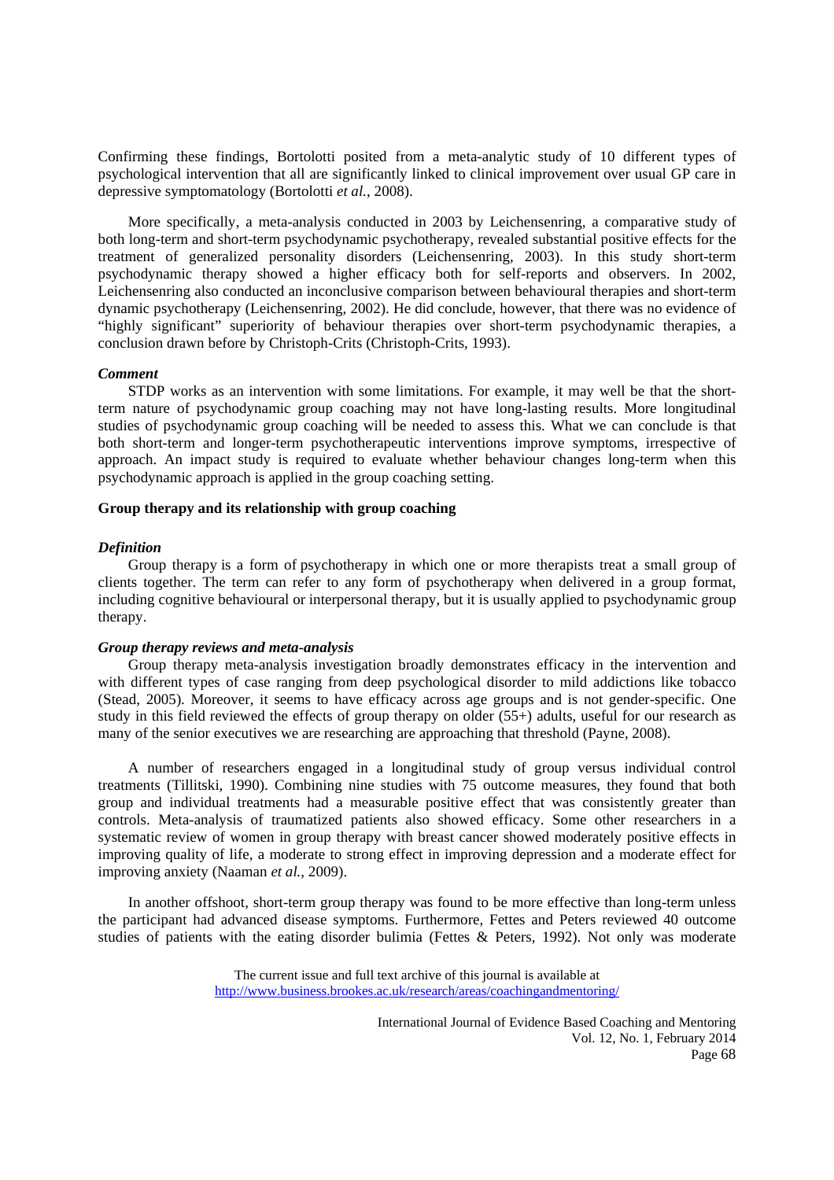Confirming these findings, Bortolotti posited from a meta-analytic study of 10 different types of psychological intervention that all are significantly linked to clinical improvement over usual GP care in depressive symptomatology (Bortolotti *et al.*, 2008).

More specifically, a meta-analysis conducted in 2003 by Leichensenring, a comparative study of both long-term and short-term psychodynamic psychotherapy, revealed substantial positive effects for the treatment of generalized personality disorders (Leichensenring, 2003). In this study short-term psychodynamic therapy showed a higher efficacy both for self-reports and observers. In 2002, Leichensenring also conducted an inconclusive comparison between behavioural therapies and short-term dynamic psychotherapy (Leichensenring, 2002). He did conclude, however, that there was no evidence of "highly significant" superiority of behaviour therapies over short-term psychodynamic therapies, a conclusion drawn before by Christoph-Crits (Christoph-Crits, 1993).

#### *Comment*

STDP works as an intervention with some limitations. For example, it may well be that the short-term nature of psychodynamic group coaching may not have long-lasting results. More longitudinal studies of psychodynamic group coaching will be needed to assess this. What we can conclude is that both short-term and longer-term psychotherapeutic interventions improve symptoms, irrespective of approach. An impact study is required to evaluate whether behaviour changes long-term when this psychodynamic approach is applied in the group coaching setting.

### Group therapy and its relationship with group coaching

#### *Definition*

Group therapy is a form of psychotherapy in which one or more therapists treat a small group of clients together. The term can refer to any form of psychotherapy when delivered in a group format, including cognitive behavioural or interpersonal therapy, but it is usually applied to psychodynamic group therapy.

#### *Group therapy reviews and meta-analysis*

Group therapy meta-analysis investigation broadly demonstrates efficacy in the intervention and with different types of case ranging from deep psychological disorder to mild addictions like tobacco (Stead, 2005). Moreover, it seems to have efficacy across age groups and is not gender-specific. One study in this field reviewed the effects of group therapy on older (55+) adults, useful for our research as many of the senior executives we are researching are approaching that threshold (Payne, 2008).

A number of researchers engaged in a longitudinal study of group versus individual control treatments (Tillitski, 1990). Combining nine studies with 75 outcome measures, they found that both group and individual treatments had a measurable positive effect that was consistently greater than controls. Meta-analysis of traumatized patients also showed efficacy. Some other researchers in a systematic review of women in group therapy with breast cancer showed moderately positive effects in improving quality of life, a moderate to strong effect in improving depression and a moderate effect for improving anxiety (Naaman *et al.*, 2009).

In another offshoot, short-term group therapy was found to be more effective than long-term unless the participant had advanced disease symptoms. Furthermore, Fettes and Peters reviewed 40 outcome studies of patients with the eating disorder bulimia (Fettes & Peters, 1992). Not only was moderate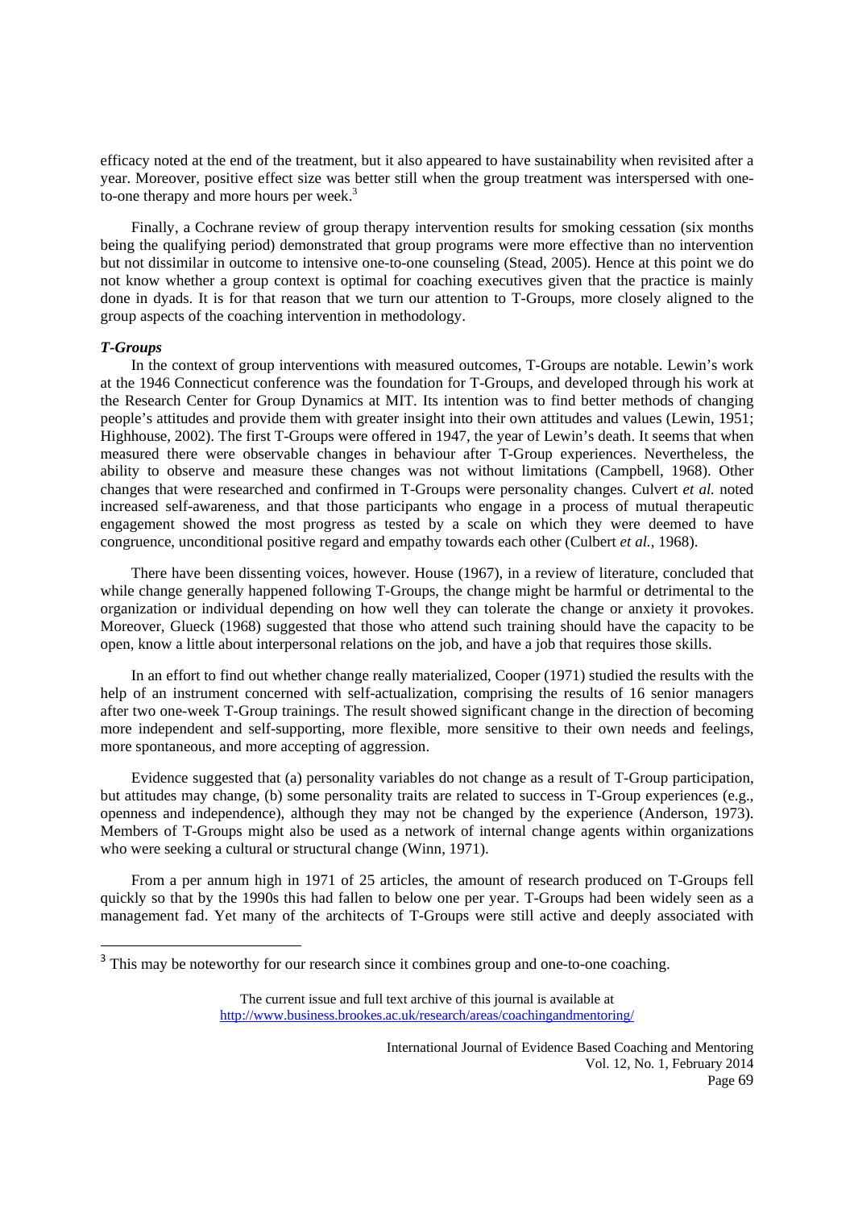efficacy noted at the end of the treatment, but it also appeared to have sustainability when revisited after a year. Moreover, positive effect size was better still when the group treatment was interspersed with one-to-one therapy and more hours per week.[3]

Finally, a Cochrane review of group therapy intervention results for smoking cessation (six months being the qualifying period) demonstrated that group programs were more effective than no intervention but not dissimilar in outcome to intensive one-to-one counseling (Stead, 2005). Hence at this point we do not know whether a group context is optimal for coaching executives given that the practice is mainly done in dyads. It is for that reason that we turn our attention to T-Groups, more closely aligned to the group aspects of the coaching intervention in methodology.

***T-Groups***

In the context of group interventions with measured outcomes, T-Groups are notable. Lewin's work at the 1946 Connecticut conference was the foundation for T-Groups, and developed through his work at the Research Center for Group Dynamics at MIT. Its intention was to find better methods of changing people's attitudes and provide them with greater insight into their own attitudes and values (Lewin, 1951; Highhouse, 2002). The first T-Groups were offered in 1947, the year of Lewin's death. It seems that when measured there were observable changes in behaviour after T-Group experiences. Nevertheless, the ability to observe and measure these changes was not without limitations (Campbell, 1968). Other changes that were researched and confirmed in T-Groups were personality changes. Culvert *et al.* noted increased self-awareness, and that those participants who engage in a process of mutual therapeutic engagement showed the most progress as tested by a scale on which they were deemed to have congruence, unconditional positive regard and empathy towards each other (Culbert *et al.*, 1968).

There have been dissenting voices, however. House (1967), in a review of literature, concluded that while change generally happened following T-Groups, the change might be harmful or detrimental to the organization or individual depending on how well they can tolerate the change or anxiety it provokes. Moreover, Glueck (1968) suggested that those who attend such training should have the capacity to be open, know a little about interpersonal relations on the job, and have a job that requires those skills.

In an effort to find out whether change really materialized, Cooper (1971) studied the results with the help of an instrument concerned with self-actualization, comprising the results of 16 senior managers after two one-week T-Group trainings. The result showed significant change in the direction of becoming more independent and self-supporting, more flexible, more sensitive to their own needs and feelings, more spontaneous, and more accepting of aggression.

Evidence suggested that (a) personality variables do not change as a result of T-Group participation, but attitudes may change, (b) some personality traits are related to success in T-Group experiences (e.g., openness and independence), although they may not be changed by the experience (Anderson, 1973). Members of T-Groups might also be used as a network of internal change agents within organizations who were seeking a cultural or structural change (Winn, 1971).

From a per annum high in 1971 of 25 articles, the amount of research produced on T-Groups fell quickly so that by the 1990s this had fallen to below one per year. T-Groups had been widely seen as a management fad. Yet many of the architects of T-Groups were still active and deeply associated with

---

[3] This may be noteworthy for our research since it combines group and one-to-one coaching.

The current issue and full text archive of this journal is available at http://www.business.brookes.ac.uk/research/areas/coachingandmentoring/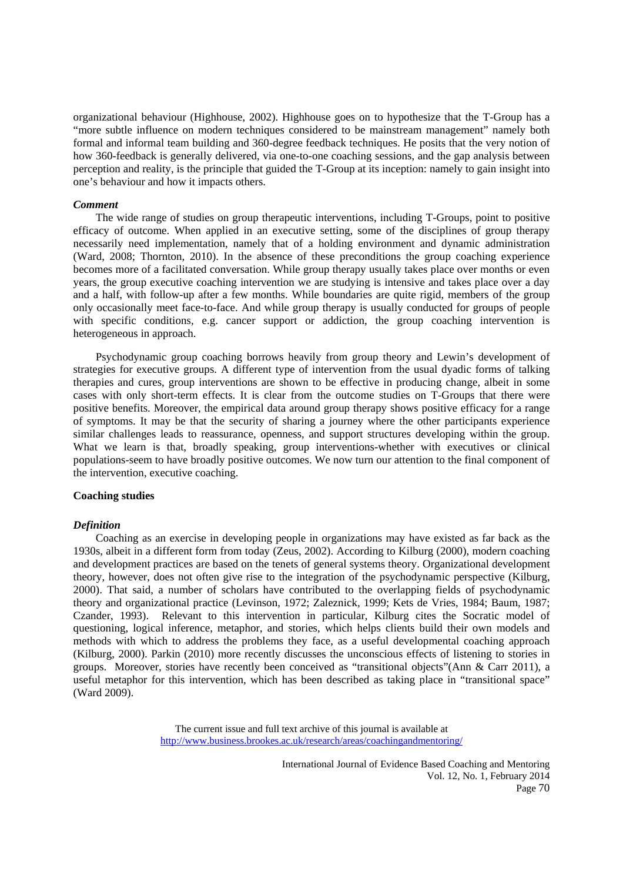organizational behaviour (Highhouse, 2002). Highhouse goes on to hypothesize that the T-Group has a "more subtle influence on modern techniques considered to be mainstream management" namely both formal and informal team building and 360-degree feedback techniques. He posits that the very notion of how 360-feedback is generally delivered, via one-to-one coaching sessions, and the gap analysis between perception and reality, is the principle that guided the T-Group at its inception: namely to gain insight into one's behaviour and how it impacts others.

***Comment***

The wide range of studies on group therapeutic interventions, including T-Groups, point to positive efficacy of outcome. When applied in an executive setting, some of the disciplines of group therapy necessarily need implementation, namely that of a holding environment and dynamic administration (Ward, 2008; Thornton, 2010). In the absence of these preconditions the group coaching experience becomes more of a facilitated conversation. While group therapy usually takes place over months or even years, the group executive coaching intervention we are studying is intensive and takes place over a day and a half, with follow-up after a few months. While boundaries are quite rigid, members of the group only occasionally meet face-to-face. And while group therapy is usually conducted for groups of people with specific conditions, e.g. cancer support or addiction, the group coaching intervention is heterogeneous in approach.

Psychodynamic group coaching borrows heavily from group theory and Lewin's development of strategies for executive groups. A different type of intervention from the usual dyadic forms of talking therapies and cures, group interventions are shown to be effective in producing change, albeit in some cases with only short-term effects. It is clear from the outcome studies on T-Groups that there were positive benefits. Moreover, the empirical data around group therapy shows positive efficacy for a range of symptoms. It may be that the security of sharing a journey where the other participants experience similar challenges leads to reassurance, openness, and support structures developing within the group. What we learn is that, broadly speaking, group interventions-whether with executives or clinical populations-seem to have broadly positive outcomes. We now turn our attention to the final component of the intervention, executive coaching.

**Coaching studies**

***Definition***

Coaching as an exercise in developing people in organizations may have existed as far back as the 1930s, albeit in a different form from today (Zeus, 2002). According to Kilburg (2000), modern coaching and development practices are based on the tenets of general systems theory. Organizational development theory, however, does not often give rise to the integration of the psychodynamic perspective (Kilburg, 2000). That said, a number of scholars have contributed to the overlapping fields of psychodynamic theory and organizational practice (Levinson, 1972; Zaleznick, 1999; Kets de Vries, 1984; Baum, 1987; Czander, 1993). Relevant to this intervention in particular, Kilburg cites the Socratic model of questioning, logical inference, metaphor, and stories, which helps clients build their own models and methods with which to address the problems they face, as a useful developmental coaching approach (Kilburg, 2000). Parkin (2010) more recently discusses the unconscious effects of listening to stories in groups. Moreover, stories have recently been conceived as "transitional objects"(Ann & Carr 2011), a useful metaphor for this intervention, which has been described as taking place in "transitional space" (Ward 2009).

The current issue and full text archive of this journal is available at http://www.business.brookes.ac.uk/research/areas/coachingandmentoring/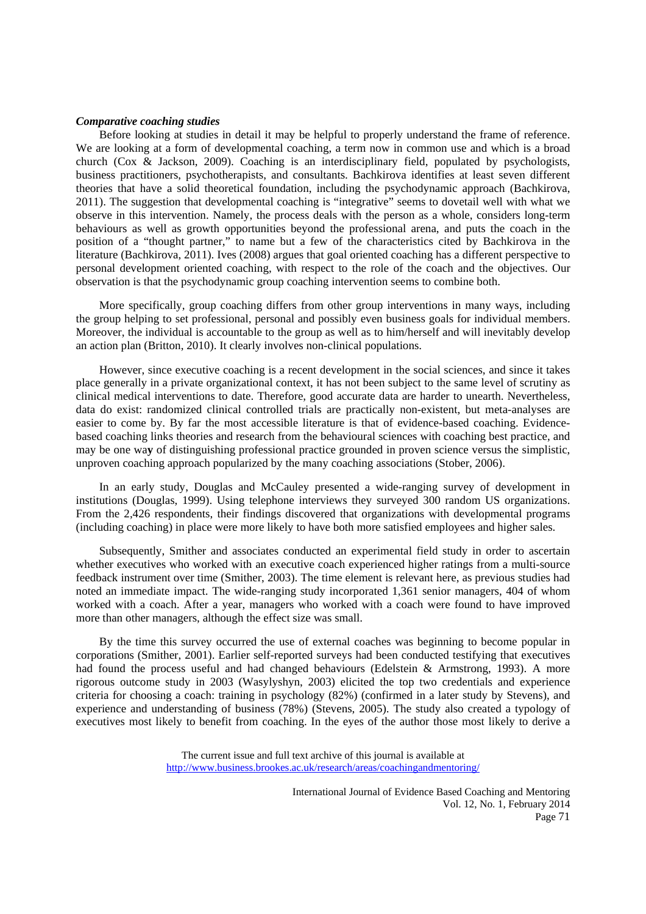***Comparative coaching studies***

Before looking at studies in detail it may be helpful to properly understand the frame of reference. We are looking at a form of developmental coaching, a term now in common use and which is a broad church (Cox & Jackson, 2009). Coaching is an interdisciplinary field, populated by psychologists, business practitioners, psychotherapists, and consultants. Bachkirova identifies at least seven different theories that have a solid theoretical foundation, including the psychodynamic approach (Bachkirova, 2011). The suggestion that developmental coaching is "integrative" seems to dovetail well with what we observe in this intervention. Namely, the process deals with the person as a whole, considers long-term behaviours as well as growth opportunities beyond the professional arena, and puts the coach in the position of a "thought partner," to name but a few of the characteristics cited by Bachkirova in the literature (Bachkirova, 2011). Ives (2008) argues that goal oriented coaching has a different perspective to personal development oriented coaching, with respect to the role of the coach and the objectives. Our observation is that the psychodynamic group coaching intervention seems to combine both.

More specifically, group coaching differs from other group interventions in many ways, including the group helping to set professional, personal and possibly even business goals for individual members. Moreover, the individual is accountable to the group as well as to him/herself and will inevitably develop an action plan (Britton, 2010). It clearly involves non-clinical populations.

However, since executive coaching is a recent development in the social sciences, and since it takes place generally in a private organizational context, it has not been subject to the same level of scrutiny as clinical medical interventions to date. Therefore, good accurate data are harder to unearth. Nevertheless, data do exist: randomized clinical controlled trials are practically non-existent, but meta-analyses are easier to come by. By far the most accessible literature is that of evidence-based coaching. Evidence-based coaching links theories and research from the behavioural sciences with coaching best practice, and may be one way of distinguishing professional practice grounded in proven science versus the simplistic, unproven coaching approach popularized by the many coaching associations (Stober, 2006).

In an early study, Douglas and McCauley presented a wide-ranging survey of development in institutions (Douglas, 1999). Using telephone interviews they surveyed 300 random US organizations. From the 2,426 respondents, their findings discovered that organizations with developmental programs (including coaching) in place were more likely to have both more satisfied employees and higher sales.

Subsequently, Smither and associates conducted an experimental field study in order to ascertain whether executives who worked with an executive coach experienced higher ratings from a multi-source feedback instrument over time (Smither, 2003). The time element is relevant here, as previous studies had noted an immediate impact. The wide-ranging study incorporated 1,361 senior managers, 404 of whom worked with a coach. After a year, managers who worked with a coach were found to have improved more than other managers, although the effect size was small.

By the time this survey occurred the use of external coaches was beginning to become popular in corporations (Smither, 2001). Earlier self-reported surveys had been conducted testifying that executives had found the process useful and had changed behaviours (Edelstein & Armstrong, 1993). A more rigorous outcome study in 2003 (Wasylyshyn, 2003) elicited the top two credentials and experience criteria for choosing a coach: training in psychology (82%) (confirmed in a later study by Stevens), and experience and understanding of business (78%) (Stevens, 2005). The study also created a typology of executives most likely to benefit from coaching. In the eyes of the author those most likely to derive a

The current issue and full text archive of this journal is available at http://www.business.brookes.ac.uk/research/areas/coachingandmentoring/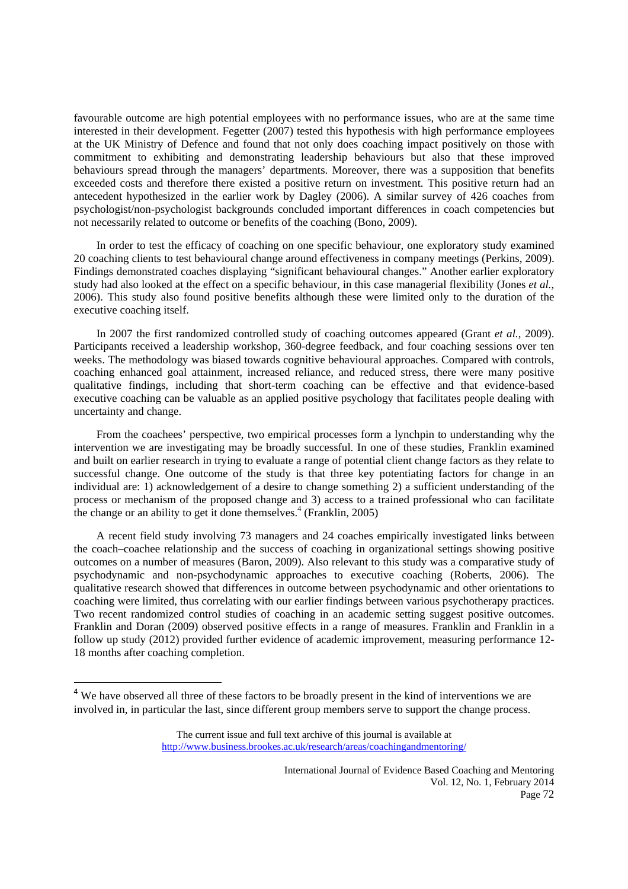favourable outcome are high potential employees with no performance issues, who are at the same time interested in their development. Fegetter (2007) tested this hypothesis with high performance employees at the UK Ministry of Defence and found that not only does coaching impact positively on those with commitment to exhibiting and demonstrating leadership behaviours but also that these improved behaviours spread through the managers' departments. Moreover, there was a supposition that benefits exceeded costs and therefore there existed a positive return on investment. This positive return had an antecedent hypothesized in the earlier work by Dagley (2006). A similar survey of 426 coaches from psychologist/non-psychologist backgrounds concluded important differences in coach competencies but not necessarily related to outcome or benefits of the coaching (Bono, 2009).

In order to test the efficacy of coaching on one specific behaviour, one exploratory study examined 20 coaching clients to test behavioural change around effectiveness in company meetings (Perkins, 2009). Findings demonstrated coaches displaying "significant behavioural changes." Another earlier exploratory study had also looked at the effect on a specific behaviour, in this case managerial flexibility (Jones *et al.*, 2006). This study also found positive benefits although these were limited only to the duration of the executive coaching itself.

In 2007 the first randomized controlled study of coaching outcomes appeared (Grant *et al.*, 2009). Participants received a leadership workshop, 360-degree feedback, and four coaching sessions over ten weeks. The methodology was biased towards cognitive behavioural approaches. Compared with controls, coaching enhanced goal attainment, increased reliance, and reduced stress, there were many positive qualitative findings, including that short-term coaching can be effective and that evidence-based executive coaching can be valuable as an applied positive psychology that facilitates people dealing with uncertainty and change.

From the coachees' perspective, two empirical processes form a lynchpin to understanding why the intervention we are investigating may be broadly successful. In one of these studies, Franklin examined and built on earlier research in trying to evaluate a range of potential client change factors as they relate to successful change. One outcome of the study is that three key potentiating factors for change in an individual are: 1) acknowledgement of a desire to change something 2) a sufficient understanding of the process or mechanism of the proposed change and 3) access to a trained professional who can facilitate the change or an ability to get it done themselves.[4] (Franklin, 2005)

A recent field study involving 73 managers and 24 coaches empirically investigated links between the coach–coachee relationship and the success of coaching in organizational settings showing positive outcomes on a number of measures (Baron, 2009). Also relevant to this study was a comparative study of psychodynamic and non-psychodynamic approaches to executive coaching (Roberts, 2006). The qualitative research showed that differences in outcome between psychodynamic and other orientations to coaching were limited, thus correlating with our earlier findings between various psychotherapy practices. Two recent randomized control studies of coaching in an academic setting suggest positive outcomes. Franklin and Doran (2009) observed positive effects in a range of measures. Franklin and Franklin in a follow up study (2012) provided further evidence of academic improvement, measuring performance 12-18 months after coaching completion.

[4] We have observed all three of these factors to be broadly present in the kind of interventions we are involved in, in particular the last, since different group members serve to support the change process.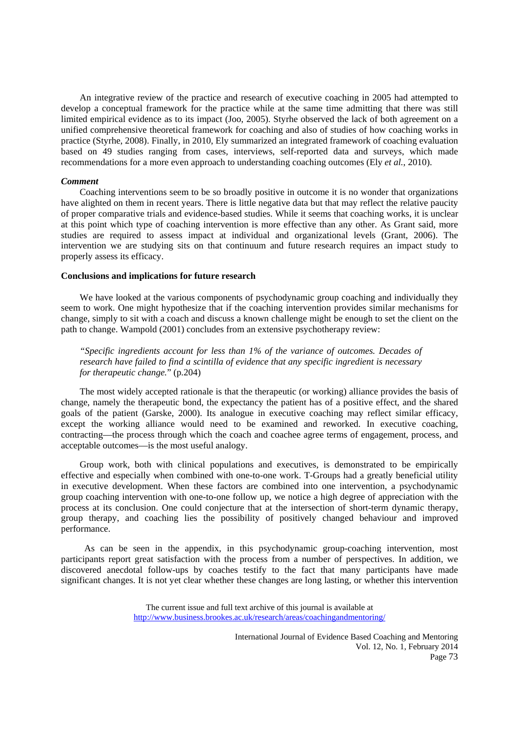An integrative review of the practice and research of executive coaching in 2005 had attempted to develop a conceptual framework for the practice while at the same time admitting that there was still limited empirical evidence as to its impact (Joo, 2005). Styrhe observed the lack of both agreement on a unified comprehensive theoretical framework for coaching and also of studies of how coaching works in practice (Styrhe, 2008). Finally, in 2010, Ely summarized an integrated framework of coaching evaluation based on 49 studies ranging from cases, interviews, self-reported data and surveys, which made recommendations for a more even approach to understanding coaching outcomes (Ely *et al.*, 2010).

***Comment***

Coaching interventions seem to be so broadly positive in outcome it is no wonder that organizations have alighted on them in recent years. There is little negative data but that may reflect the relative paucity of proper comparative trials and evidence-based studies. While it seems that coaching works, it is unclear at this point which type of coaching intervention is more effective than any other. As Grant said, more studies are required to assess impact at individual and organizational levels (Grant, 2006). The intervention we are studying sits on that continuum and future research requires an impact study to properly assess its efficacy.

**Conclusions and implications for future research**

We have looked at the various components of psychodynamic group coaching and individually they seem to work. One might hypothesize that if the coaching intervention provides similar mechanisms for change, simply to sit with a coach and discuss a known challenge might be enough to set the client on the path to change. Wampold (2001) concludes from an extensive psychotherapy review:

> *"Specific ingredients account for less than 1% of the variance of outcomes. Decades of research have failed to find a scintilla of evidence that any specific ingredient is necessary for therapeutic change.*" (p.204)

The most widely accepted rationale is that the therapeutic (or working) alliance provides the basis of change, namely the therapeutic bond, the expectancy the patient has of a positive effect, and the shared goals of the patient (Garske, 2000). Its analogue in executive coaching may reflect similar efficacy, except the working alliance would need to be examined and reworked. In executive coaching, contracting—the process through which the coach and coachee agree terms of engagement, process, and acceptable outcomes—is the most useful analogy.

Group work, both with clinical populations and executives, is demonstrated to be empirically effective and especially when combined with one-to-one work. T-Groups had a greatly beneficial utility in executive development. When these factors are combined into one intervention, a psychodynamic group coaching intervention with one-to-one follow up, we notice a high degree of appreciation with the process at its conclusion. One could conjecture that at the intersection of short-term dynamic therapy, group therapy, and coaching lies the possibility of positively changed behaviour and improved performance.

As can be seen in the appendix, in this psychodynamic group-coaching intervention, most participants report great satisfaction with the process from a number of perspectives. In addition, we discovered anecdotal follow-ups by coaches testify to the fact that many participants have made significant changes. It is not yet clear whether these changes are long lasting, or whether this intervention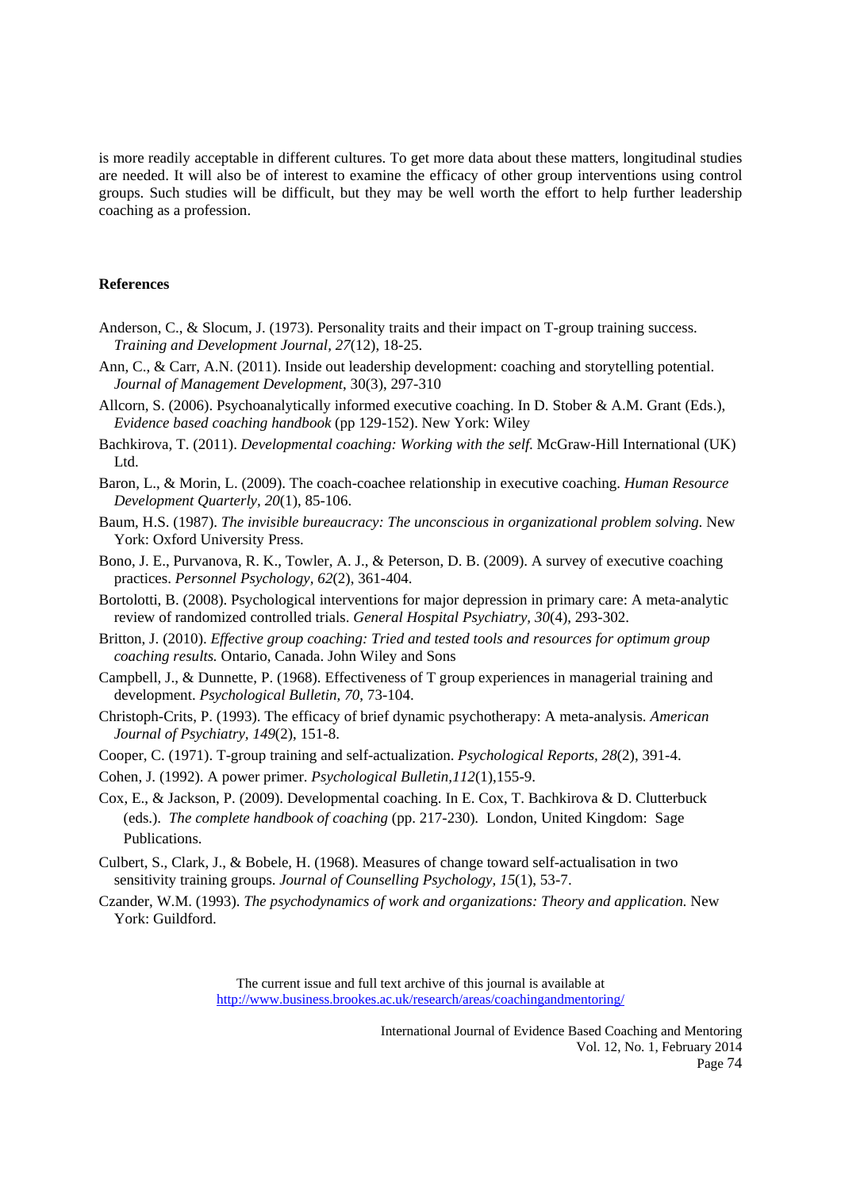is more readily acceptable in different cultures. To get more data about these matters, longitudinal studies are needed. It will also be of interest to examine the efficacy of other group interventions using control groups. Such studies will be difficult, but they may be well worth the effort to help further leadership coaching as a profession.

## References

Anderson, C., & Slocum, J. (1973). Personality traits and their impact on T-group training success. *Training and Development Journal, 27*(12), 18-25.

Ann, C., & Carr, A.N. (2011). Inside out leadership development: coaching and storytelling potential. *Journal of Management Development,* 30(3), 297-310

Allcorn, S. (2006). Psychoanalytically informed executive coaching. In D. Stober & A.M. Grant (Eds.), *Evidence based coaching handbook* (pp 129-152). New York: Wiley

Bachkirova, T. (2011). *Developmental coaching: Working with the self.* McGraw-Hill International (UK) Ltd.

Baron, L., & Morin, L. (2009). The coach-coachee relationship in executive coaching. *Human Resource Development Quarterly, 20*(1), 85-106.

Baum, H.S. (1987). *The invisible bureaucracy: The unconscious in organizational problem solving.* New York: Oxford University Press.

Bono, J. E., Purvanova, R. K., Towler, A. J., & Peterson, D. B. (2009). A survey of executive coaching practices. *Personnel Psychology, 62*(2), 361-404.

Bortolotti, B. (2008). Psychological interventions for major depression in primary care: A meta-analytic review of randomized controlled trials. *General Hospital Psychiatry, 30*(4), 293-302.

Britton, J. (2010). *Effective group coaching: Tried and tested tools and resources for optimum group coaching results.* Ontario, Canada. John Wiley and Sons

Campbell, J., & Dunnette, P. (1968). Effectiveness of T group experiences in managerial training and development. *Psychological Bulletin, 70,* 73-104.

Christoph-Crits, P. (1993). The efficacy of brief dynamic psychotherapy: A meta-analysis. *American Journal of Psychiatry, 149*(2), 151-8.

Cooper, C. (1971). T-group training and self-actualization. *Psychological Reports, 28*(2), 391-4.

Cohen, J. (1992). A power primer. *Psychological Bulletin,112*(1),155-9.

Cox, E., & Jackson, P. (2009). Developmental coaching. In E. Cox, T. Bachkirova & D. Clutterbuck (eds.). *The complete handbook of coaching* (pp. 217-230). London, United Kingdom: Sage Publications.

Culbert, S., Clark, J., & Bobele, H. (1968). Measures of change toward self-actualisation in two sensitivity training groups. *Journal of Counselling Psychology, 15*(1), 53-7.

Czander, W.M. (1993). *The psychodynamics of work and organizations: Theory and application.* New York: Guildford.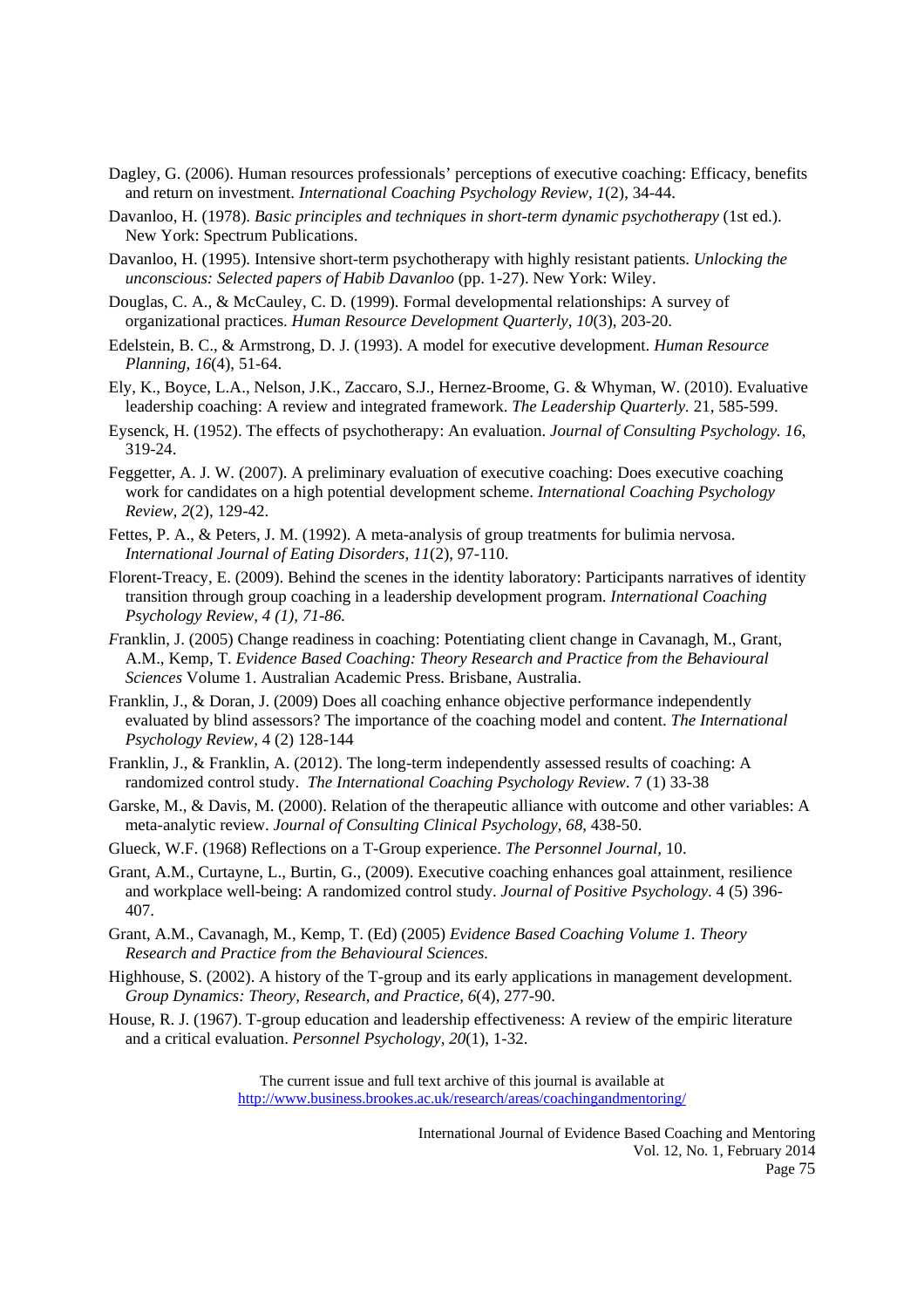Dagley, G. (2006). Human resources professionals' perceptions of executive coaching: Efficacy, benefits and return on investment. *International Coaching Psychology Review, 1*(2), 34-44.

Davanloo, H. (1978). *Basic principles and techniques in short-term dynamic psychotherapy* (1st ed.). New York: Spectrum Publications.

Davanloo, H. (1995). Intensive short-term psychotherapy with highly resistant patients. *Unlocking the unconscious: Selected papers of Habib Davanloo* (pp. 1-27). New York: Wiley.

Douglas, C. A., & McCauley, C. D. (1999). Formal developmental relationships: A survey of organizational practices. *Human Resource Development Quarterly, 10*(3), 203-20.

Edelstein, B. C., & Armstrong, D. J. (1993). A model for executive development. *Human Resource Planning, 16*(4), 51-64.

Ely, K., Boyce, L.A., Nelson, J.K., Zaccaro, S.J., Hernez-Broome, G. & Whyman, W. (2010). Evaluative leadership coaching: A review and integrated framework. *The Leadership Quarterly.* 21, 585-599.

Eysenck, H. (1952). The effects of psychotherapy: An evaluation. *Journal of Consulting Psychology. 16*, 319-24.

Feggetter, A. J. W. (2007). A preliminary evaluation of executive coaching: Does executive coaching work for candidates on a high potential development scheme. *International Coaching Psychology Review, 2*(2), 129-42.

Fettes, P. A., & Peters, J. M. (1992). A meta-analysis of group treatments for bulimia nervosa. *International Journal of Eating Disorders, 11*(2), 97-110.

Florent-Treacy, E. (2009). Behind the scenes in the identity laboratory: Participants narratives of identity transition through group coaching in a leadership development program. *International Coaching Psychology Review, 4 (1), 71-86.*

*F*ranklin, J. (2005) Change readiness in coaching: Potentiating client change in Cavanagh, M., Grant, A.M., Kemp, T. *Evidence Based Coaching: Theory Research and Practice from the Behavioural Sciences* Volume 1. Australian Academic Press. Brisbane, Australia.

Franklin, J., & Doran, J. (2009) Does all coaching enhance objective performance independently evaluated by blind assessors? The importance of the coaching model and content. *The International Psychology Review,* 4 (2) 128-144

Franklin, J., & Franklin, A. (2012). The long-term independently assessed results of coaching: A randomized control study. *The International Coaching Psychology Review*. 7 (1) 33-38

Garske, M., & Davis, M. (2000). Relation of the therapeutic alliance with outcome and other variables: A meta-analytic review. *Journal of Consulting Clinical Psychology, 68*, 438-50.

Glueck, W.F. (1968) Reflections on a T-Group experience. *The Personnel Journal*, 10.

Grant, A.M., Curtayne, L., Burtin, G., (2009). Executive coaching enhances goal attainment, resilience and workplace well-being: A randomized control study. *Journal of Positive Psychology*. 4 (5) 396-407.

Grant, A.M., Cavanagh, M., Kemp, T. (Ed) (2005) *Evidence Based Coaching Volume 1. Theory Research and Practice from the Behavioural Sciences.*

Highhouse, S. (2002). A history of the T-group and its early applications in management development. *Group Dynamics: Theory, Research, and Practice, 6*(4), 277-90.

House, R. J. (1967). T-group education and leadership effectiveness: A review of the empiric literature and a critical evaluation. *Personnel Psychology, 20*(1), 1-32.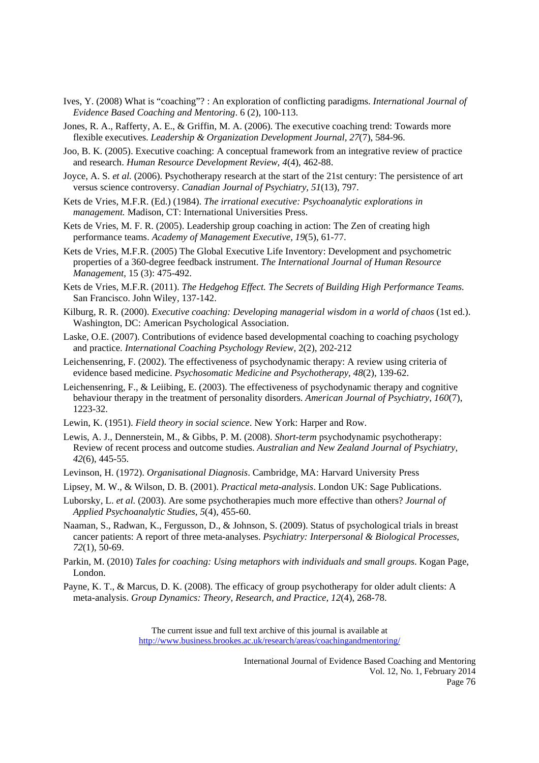Ives, Y. (2008) What is "coaching"? : An exploration of conflicting paradigms. *International Journal of Evidence Based Coaching and Mentoring*. 6 (2), 100-113.

Jones, R. A., Rafferty, A. E., & Griffin, M. A. (2006). The executive coaching trend: Towards more flexible executives. *Leadership & Organization Development Journal, 27*(7), 584-96.

Joo, B. K. (2005). Executive coaching: A conceptual framework from an integrative review of practice and research. *Human Resource Development Review, 4*(4), 462-88.

Joyce, A. S. *et al.* (2006). Psychotherapy research at the start of the 21st century: The persistence of art versus science controversy. *Canadian Journal of Psychiatry, 51*(13), 797.

Kets de Vries, M.F.R. (Ed.) (1984). *The irrational executive: Psychoanalytic explorations in management.* Madison, CT: International Universities Press.

Kets de Vries, M. F. R. (2005). Leadership group coaching in action: The Zen of creating high performance teams. *Academy of Management Executive, 19*(5), 61-77.

Kets de Vries, M.F.R. (2005) The Global Executive Life Inventory: Development and psychometric properties of a 360-degree feedback instrument. *The International Journal of Human Resource Management*, 15 (3): 475-492.

Kets de Vries, M.F.R. (2011). *The Hedgehog Effect. The Secrets of Building High Performance Teams.* San Francisco. John Wiley, 137-142.

Kilburg, R. R. (2000). *Executive coaching: Developing managerial wisdom in a world of chaos* (1st ed.). Washington, DC: American Psychological Association.

Laske, O.E. (2007). Contributions of evidence based developmental coaching to coaching psychology and practice. *International Coaching Psychology Review*, 2(2), 202-212

Leichensenring, F. (2002). The effectiveness of psychodynamic therapy: A review using criteria of evidence based medicine. *Psychosomatic Medicine and Psychotherapy, 48*(2), 139-62.

Leichensenring, F., & Leiibing, E. (2003). The effectiveness of psychodynamic therapy and cognitive behaviour therapy in the treatment of personality disorders. *American Journal of Psychiatry, 160*(7), 1223-32.

Lewin, K. (1951). *Field theory in social science*. New York: Harper and Row.

Lewis, A. J., Dennerstein, M., & Gibbs, P. M. (2008). *Short-term* psychodynamic psychotherapy: Review of recent process and outcome studies. *Australian and New Zealand Journal of Psychiatry, 42*(6), 445-55.

Levinson, H. (1972). *Organisational Diagnosis*. Cambridge, MA: Harvard University Press

Lipsey, M. W., & Wilson, D. B. (2001). *Practical meta-analysis*. London UK: Sage Publications.

Luborsky, L. *et al.* (2003). Are some psychotherapies much more effective than others? *Journal of Applied Psychoanalytic Studies, 5*(4), 455-60.

Naaman, S., Radwan, K., Fergusson, D., & Johnson, S. (2009). Status of psychological trials in breast cancer patients: A report of three meta-analyses. *Psychiatry: Interpersonal & Biological Processes, 72*(1), 50-69.

Parkin, M. (2010) *Tales for coaching: Using metaphors with individuals and small groups*. Kogan Page, London.

Payne, K. T., & Marcus, D. K. (2008). The efficacy of group psychotherapy for older adult clients: A meta-analysis. *Group Dynamics: Theory, Research, and Practice, 12*(4), 268-78.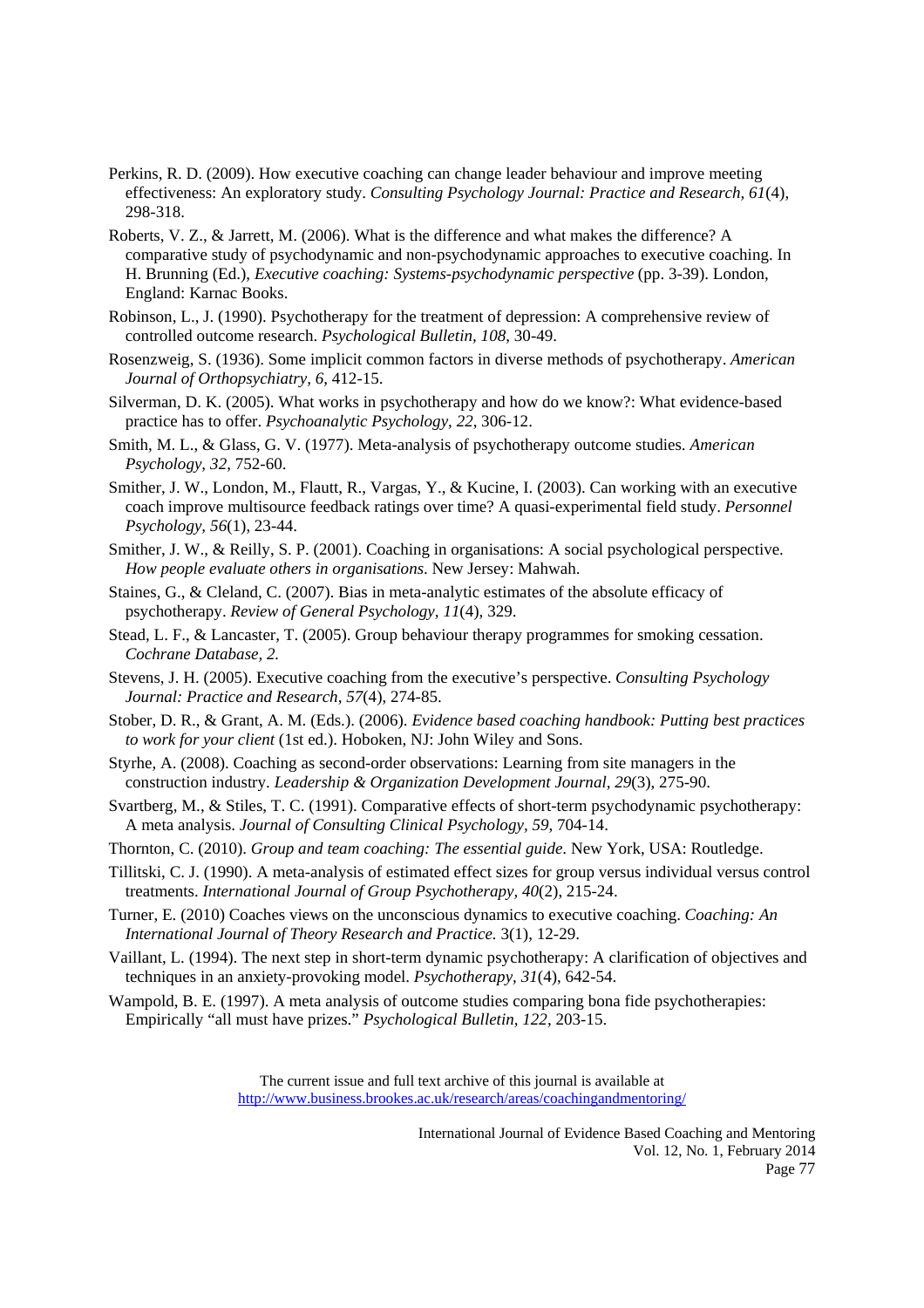Perkins, R. D. (2009). How executive coaching can change leader behaviour and improve meeting effectiveness: An exploratory study. *Consulting Psychology Journal: Practice and Research, 61*(4), 298-318.

Roberts, V. Z., & Jarrett, M. (2006). What is the difference and what makes the difference? A comparative study of psychodynamic and non-psychodynamic approaches to executive coaching. In H. Brunning (Ed.), *Executive coaching: Systems-psychodynamic perspective* (pp. 3-39). London, England: Karnac Books.

Robinson, L., J. (1990). Psychotherapy for the treatment of depression: A comprehensive review of controlled outcome research. *Psychological Bulletin, 108*, 30-49.

Rosenzweig, S. (1936). Some implicit common factors in diverse methods of psychotherapy. *American Journal of Orthopsychiatry, 6*, 412-15.

Silverman, D. K. (2005). What works in psychotherapy and how do we know?: What evidence-based practice has to offer. *Psychoanalytic Psychology, 22*, 306-12.

Smith, M. L., & Glass, G. V. (1977). Meta-analysis of psychotherapy outcome studies. *American Psychology, 32*, 752-60.

Smither, J. W., London, M., Flautt, R., Vargas, Y., & Kucine, I. (2003). Can working with an executive coach improve multisource feedback ratings over time? A quasi-experimental field study. *Personnel Psychology, 56*(1), 23-44.

Smither, J. W., & Reilly, S. P. (2001). Coaching in organisations: A social psychological perspective. *How people evaluate others in organisations*. New Jersey: Mahwah.

Staines, G., & Cleland, C. (2007). Bias in meta-analytic estimates of the absolute efficacy of psychotherapy. *Review of General Psychology, 11*(4), 329.

Stead, L. F., & Lancaster, T. (2005). Group behaviour therapy programmes for smoking cessation. *Cochrane Database, 2.*

Stevens, J. H. (2005). Executive coaching from the executive's perspective. *Consulting Psychology Journal: Practice and Research, 57*(4), 274-85.

Stober, D. R., & Grant, A. M. (Eds.). (2006). *Evidence based coaching handbook: Putting best practices to work for your client* (1st ed.). Hoboken, NJ: John Wiley and Sons.

Styrhe, A. (2008). Coaching as second-order observations: Learning from site managers in the construction industry. *Leadership & Organization Development Journal, 29*(3), 275-90.

Svartberg, M., & Stiles, T. C. (1991). Comparative effects of short-term psychodynamic psychotherapy: A meta analysis. *Journal of Consulting Clinical Psychology, 59*, 704-14.

Thornton, C. (2010). *Group and team coaching: The essential guide*. New York, USA: Routledge.

Tillitski, C. J. (1990). A meta-analysis of estimated effect sizes for group versus individual versus control treatments. *International Journal of Group Psychotherapy, 40*(2), 215-24.

Turner, E. (2010) Coaches views on the unconscious dynamics to executive coaching. *Coaching: An International Journal of Theory Research and Practice.* 3(1), 12-29.

Vaillant, L. (1994). The next step in short-term dynamic psychotherapy: A clarification of objectives and techniques in an anxiety-provoking model. *Psychotherapy, 31*(4), 642-54.

Wampold, B. E. (1997). A meta analysis of outcome studies comparing bona fide psychotherapies: Empirically "all must have prizes." *Psychological Bulletin, 122*, 203-15.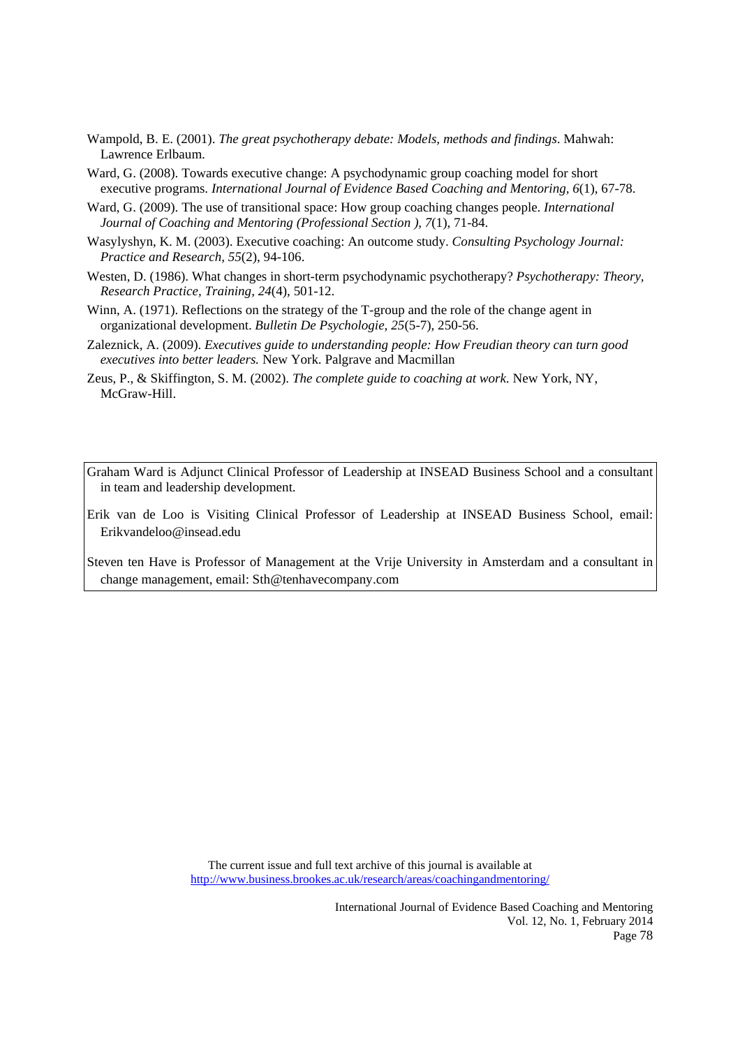Wampold, B. E. (2001). *The great psychotherapy debate: Models, methods and findings*. Mahwah: Lawrence Erlbaum.

Ward, G. (2008). Towards executive change: A psychodynamic group coaching model for short executive programs. *International Journal of Evidence Based Coaching and Mentoring, 6*(1), 67-78.

Ward, G. (2009). The use of transitional space: How group coaching changes people. *International Journal of Coaching and Mentoring (Professional Section ), 7*(1), 71-84.

Wasylyshyn, K. M. (2003). Executive coaching: An outcome study. *Consulting Psychology Journal: Practice and Research, 55*(2), 94-106.

Westen, D. (1986). What changes in short-term psychodynamic psychotherapy? *Psychotherapy: Theory, Research Practice, Training, 24*(4), 501-12.

Winn, A. (1971). Reflections on the strategy of the T-group and the role of the change agent in organizational development. *Bulletin De Psychologie, 25*(5-7), 250-56.

Zaleznick, A. (2009). *Executives guide to understanding people: How Freudian theory can turn good executives into better leaders.* New York. Palgrave and Macmillan

Zeus, P., & Skiffington, S. M. (2002). *The complete guide to coaching at work*. New York, NY, McGraw-Hill.

Graham Ward is Adjunct Clinical Professor of Leadership at INSEAD Business School and a consultant in team and leadership development.

Erik van de Loo is Visiting Clinical Professor of Leadership at INSEAD Business School, email: Erikvandeloo@insead.edu

Steven ten Have is Professor of Management at the Vrije University in Amsterdam and a consultant in change management, email: Sth@tenhavecompany.com

The current issue and full text archive of this journal is available at http://www.business.brookes.ac.uk/research/areas/coachingandmentoring/